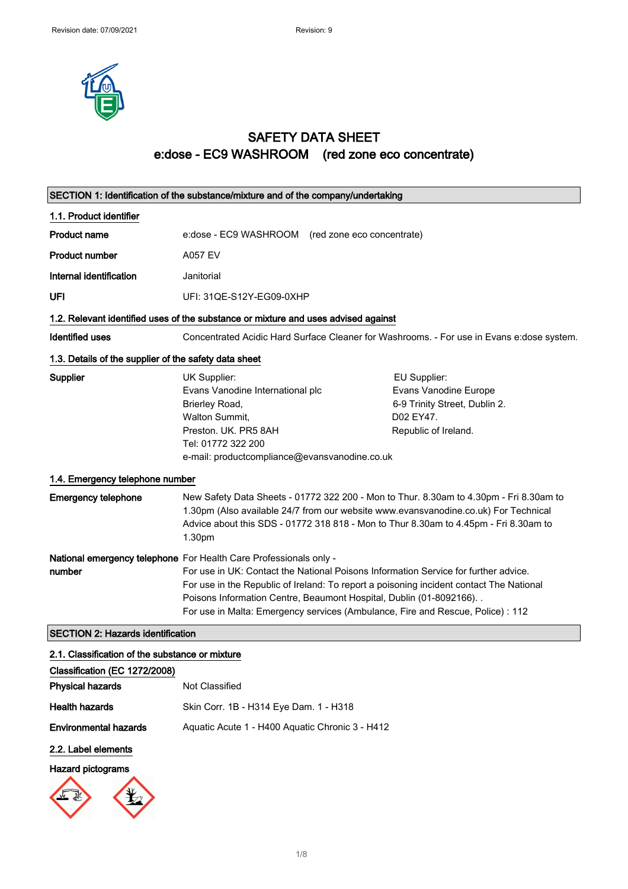# SAFETY DATA SHEET

## e:dose - EC9 WASHROOM (red zone eco concentrate)

### SECTION 1: Identification of the substance/mixture and of the company/undertaking

#### 1.1. Product identifier

| | |
|---|---|
| **Product name** | e:dose - EC9 WASHROOM (red zone eco concentrate) |
| **Product number** | A057 EV |
| **Internal identification** | Janitorial |
| **UFI** | UFI: 31QE-S12Y-EG09-0XHP |

#### 1.2. Relevant identified uses of the substance or mixture and uses advised against

**Identified uses** Concentrated Acidic Hard Surface Cleaner for Washrooms. - For use in Evans e:dose system.

#### 1.3. Details of the supplier of the safety data sheet

**Supplier**

UK Supplier:
Evans Vanodine International plc
Brierley Road,
Walton Summit,
Preston. UK. PR5 8AH
Tel: 01772 322 200
e-mail: productcompliance@evansvanodine.co.uk

EU Supplier:
Evans Vanodine Europe
6-9 Trinity Street, Dublin 2.
D02 EY47.
Republic of Ireland.

#### 1.4. Emergency telephone number

**Emergency telephone** New Safety Data Sheets - 01772 322 200 - Mon to Thur. 8.30am to 4.30pm - Fri 8.30am to 1.30pm (Also available 24/7 from our website www.evansvanodine.co.uk) For Technical Advice about this SDS - 01772 318 818 - Mon to Thur 8.30am to 4.45pm - Fri 8.30am to 1.30pm

**National emergency telephone number** For Health Care Professionals only -
For use in UK: Contact the National Poisons Information Service for further advice.
For use in the Republic of Ireland: To report a poisoning incident contact The National Poisons Information Centre, Beaumont Hospital, Dublin (01-8092166). .
For use in Malta: Emergency services (Ambulance, Fire and Rescue, Police) : 112

### SECTION 2: Hazards identification

#### 2.1. Classification of the substance or mixture

**Classification (EC 1272/2008)**

| | |
|---|---|
| **Physical hazards** | Not Classified |
| **Health hazards** | Skin Corr. 1B - H314 Eye Dam. 1 - H318 |
| **Environmental hazards** | Aquatic Acute 1 - H400 Aquatic Chronic 3 - H412 |

#### 2.2. Label elements

**Hazard pictograms**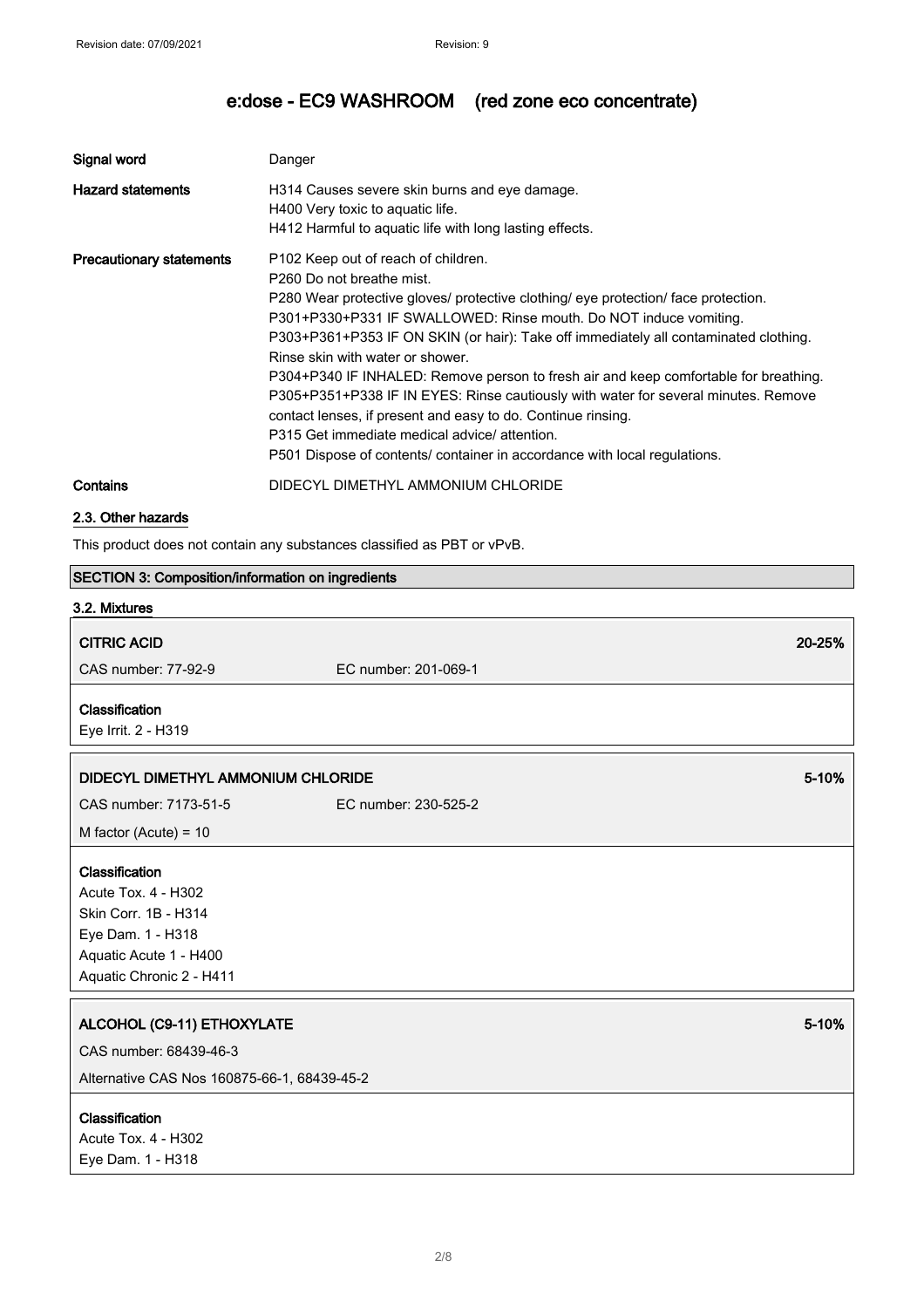| Signal word | Danger |
| --- | --- |
| Hazard statements | H314 Causes severe skin burns and eye damage.<br>H400 Very toxic to aquatic life.<br>H412 Harmful to aquatic life with long lasting effects. |
| Precautionary statements | P102 Keep out of reach of children.<br>P260 Do not breathe mist.<br>P280 Wear protective gloves/ protective clothing/ eye protection/ face protection.<br>P301+P330+P331 IF SWALLOWED: Rinse mouth. Do NOT induce vomiting.<br>P303+P361+P353 IF ON SKIN (or hair): Take off immediately all contaminated clothing. Rinse skin with water or shower.<br>P304+P340 IF INHALED: Remove person to fresh air and keep comfortable for breathing.<br>P305+P351+P338 IF IN EYES: Rinse cautiously with water for several minutes. Remove contact lenses, if present and easy to do. Continue rinsing.<br>P315 Get immediate medical advice/ attention.<br>P501 Dispose of contents/ container in accordance with local regulations. |
| Contains | DIDECYL DIMETHYL AMMONIUM CHLORIDE |

### 2.3. Other hazards

This product does not contain any substances classified as PBT or vPvB.

## SECTION 3: Composition/information on ingredients

### 3.2. Mixtures

**CITRIC ACID** — 20-25%

CAS number: 77-92-9 EC number: 201-069-1

**Classification**

Eye Irrit. 2 - H319

**DIDECYL DIMETHYL AMMONIUM CHLORIDE** — 5-10%

CAS number: 7173-51-5 EC number: 230-525-2

M factor (Acute) = 10

**Classification**

Acute Tox. 4 - H302
Skin Corr. 1B - H314
Eye Dam. 1 - H318
Aquatic Acute 1 - H400
Aquatic Chronic 2 - H411

**ALCOHOL (C9-11) ETHOXYLATE** — 5-10%

CAS number: 68439-46-3

Alternative CAS Nos 160875-66-1, 68439-45-2

**Classification**

Acute Tox. 4 - H302
Eye Dam. 1 - H318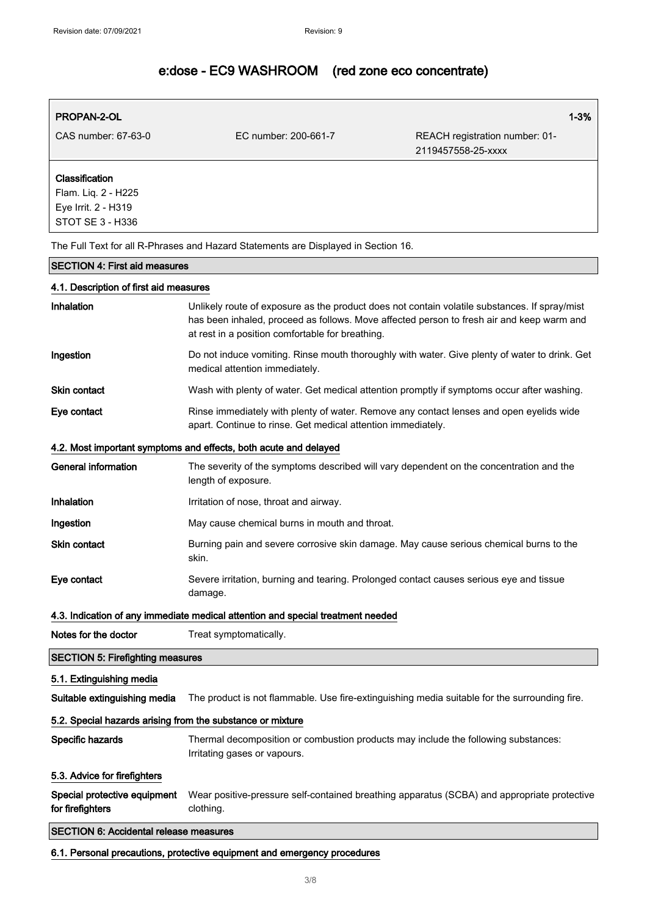# e:dose - EC9 WASHROOM (red zone eco concentrate)

| **PROPAN-2-OL** | | **1-3%** |
|---|---|---|
| CAS number: 67-63-0 | EC number: 200-661-7 | REACH registration number: 01-2119457558-25-xxxx |
| **Classification**<br>Flam. Liq. 2 - H225<br>Eye Irrit. 2 - H319<br>STOT SE 3 - H336 | | |

The Full Text for all R-Phrases and Hazard Statements are Displayed in Section 16.

## SECTION 4: First aid measures

### 4.1. Description of first aid measures

**Inhalation**
Unlikely route of exposure as the product does not contain volatile substances. If spray/mist has been inhaled, proceed as follows. Move affected person to fresh air and keep warm and at rest in a position comfortable for breathing.

**Ingestion**
Do not induce vomiting. Rinse mouth thoroughly with water. Give plenty of water to drink. Get medical attention immediately.

**Skin contact**
Wash with plenty of water. Get medical attention promptly if symptoms occur after washing.

**Eye contact**
Rinse immediately with plenty of water. Remove any contact lenses and open eyelids wide apart. Continue to rinse. Get medical attention immediately.

### 4.2. Most important symptoms and effects, both acute and delayed

**General information**
The severity of the symptoms described will vary dependent on the concentration and the length of exposure.

**Inhalation**
Irritation of nose, throat and airway.

**Ingestion**
May cause chemical burns in mouth and throat.

**Skin contact**
Burning pain and severe corrosive skin damage. May cause serious chemical burns to the skin.

**Eye contact**
Severe irritation, burning and tearing. Prolonged contact causes serious eye and tissue damage.

### 4.3. Indication of any immediate medical attention and special treatment needed

**Notes for the doctor**
Treat symptomatically.

## SECTION 5: Firefighting measures

### 5.1. Extinguishing media

**Suitable extinguishing media**
The product is not flammable. Use fire-extinguishing media suitable for the surrounding fire.

### 5.2. Special hazards arising from the substance or mixture

**Specific hazards**
Thermal decomposition or combustion products may include the following substances: Irritating gases or vapours.

### 5.3. Advice for firefighters

**Special protective equipment for firefighters**
Wear positive-pressure self-contained breathing apparatus (SCBA) and appropriate protective clothing.

## SECTION 6: Accidental release measures

### 6.1. Personal precautions, protective equipment and emergency procedures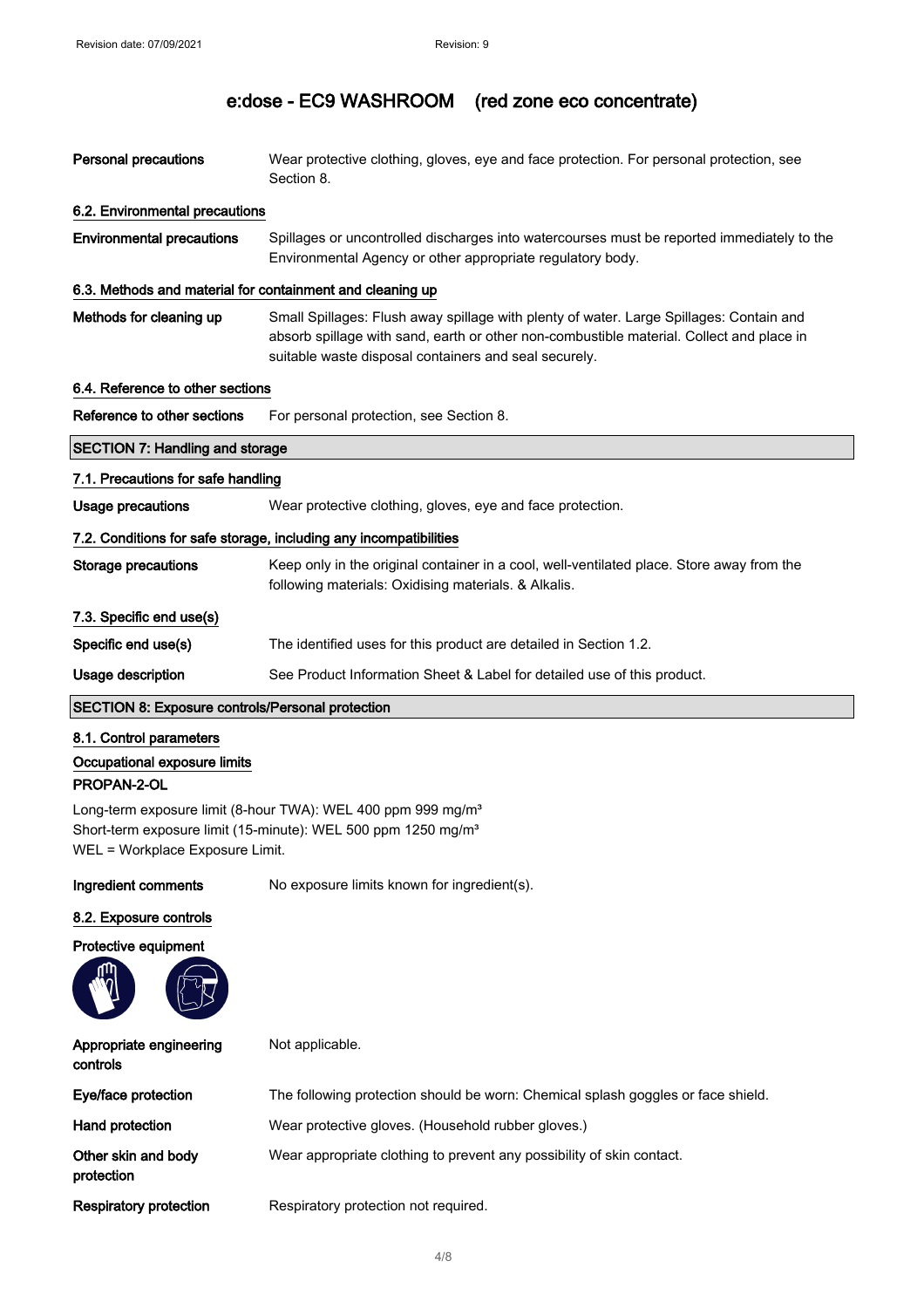| | |
|---|---|
| **Personal precautions** | Wear protective clothing, gloves, eye and face protection. For personal protection, see Section 8. |

### 6.2. Environmental precautions

| | |
|---|---|
| **Environmental precautions** | Spillages or uncontrolled discharges into watercourses must be reported immediately to the Environmental Agency or other appropriate regulatory body. |

### 6.3. Methods and material for containment and cleaning up

| | |
|---|---|
| **Methods for cleaning up** | Small Spillages: Flush away spillage with plenty of water. Large Spillages: Contain and absorb spillage with sand, earth or other non-combustible material. Collect and place in suitable waste disposal containers and seal securely. |

### 6.4. Reference to other sections

| | |
|---|---|
| **Reference to other sections** | For personal protection, see Section 8. |

## SECTION 7: Handling and storage

### 7.1. Precautions for safe handling

| | |
|---|---|
| **Usage precautions** | Wear protective clothing, gloves, eye and face protection. |

### 7.2. Conditions for safe storage, including any incompatibilities

| | |
|---|---|
| **Storage precautions** | Keep only in the original container in a cool, well-ventilated place. Store away from the following materials: Oxidising materials. & Alkalis. |

### 7.3. Specific end use(s)

| | |
|---|---|
| **Specific end use(s)** | The identified uses for this product are detailed in Section 1.2. |
| **Usage description** | See Product Information Sheet & Label for detailed use of this product. |

## SECTION 8: Exposure controls/Personal protection

### 8.1. Control parameters

#### Occupational exposure limits

**PROPAN-2-OL**

Long-term exposure limit (8-hour TWA): WEL 400 ppm 999 mg/m³
Short-term exposure limit (15-minute): WEL 500 ppm 1250 mg/m³
WEL = Workplace Exposure Limit.

| | |
|---|---|
| **Ingredient comments** | No exposure limits known for ingredient(s). |

### 8.2. Exposure controls

**Protective equipment**

| | |
|---|---|
| **Appropriate engineering controls** | Not applicable. |
| **Eye/face protection** | The following protection should be worn: Chemical splash goggles or face shield. |
| **Hand protection** | Wear protective gloves. (Household rubber gloves.) |
| **Other skin and body protection** | Wear appropriate clothing to prevent any possibility of skin contact. |
| **Respiratory protection** | Respiratory protection not required. |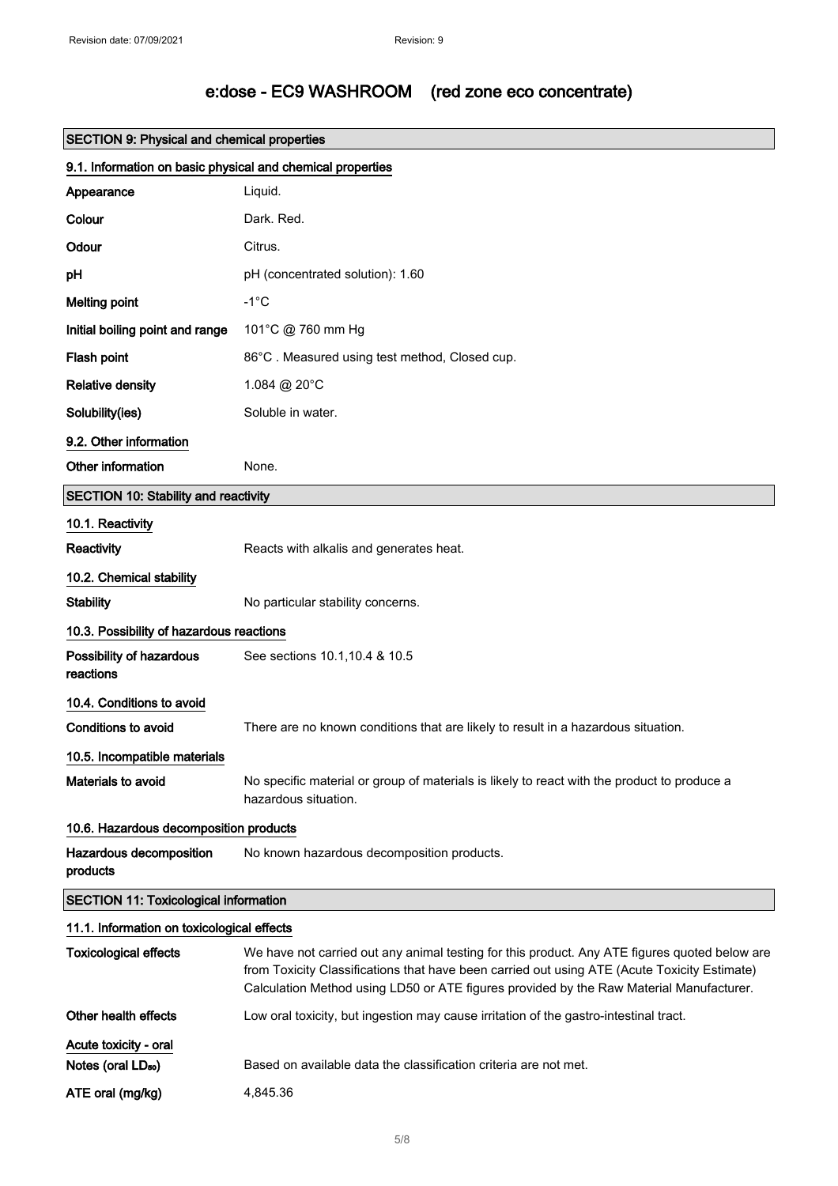Revision date: 07/09/2021 Revision: 9

# e:dose - EC9 WASHROOM (red zone eco concentrate)

## SECTION 9: Physical and chemical properties

### 9.1. Information on basic physical and chemical properties

| | |
|---|---|
| **Appearance** | Liquid. |
| **Colour** | Dark. Red. |
| **Odour** | Citrus. |
| **pH** | pH (concentrated solution): 1.60 |
| **Melting point** | -1°C |
| **Initial boiling point and range** | 101°C @ 760 mm Hg |
| **Flash point** | 86°C . Measured using test method, Closed cup. |
| **Relative density** | 1.084 @ 20°C |
| **Solubility(ies)** | Soluble in water. |

### 9.2. Other information

| | |
|---|---|
| **Other information** | None. |

## SECTION 10: Stability and reactivity

### 10.1. Reactivity

| | |
|---|---|
| **Reactivity** | Reacts with alkalis and generates heat. |

### 10.2. Chemical stability

| | |
|---|---|
| **Stability** | No particular stability concerns. |

### 10.3. Possibility of hazardous reactions

| | |
|---|---|
| **Possibility of hazardous reactions** | See sections 10.1,10.4 & 10.5 |

### 10.4. Conditions to avoid

| | |
|---|---|
| **Conditions to avoid** | There are no known conditions that are likely to result in a hazardous situation. |

### 10.5. Incompatible materials

| | |
|---|---|
| **Materials to avoid** | No specific material or group of materials is likely to react with the product to produce a hazardous situation. |

### 10.6. Hazardous decomposition products

| | |
|---|---|
| **Hazardous decomposition products** | No known hazardous decomposition products. |

## SECTION 11: Toxicological information

### 11.1. Information on toxicological effects

| | |
|---|---|
| **Toxicological effects** | We have not carried out any animal testing for this product. Any ATE figures quoted below are from Toxicity Classifications that have been carried out using ATE (Acute Toxicity Estimate) Calculation Method using LD50 or ATE figures provided by the Raw Material Manufacturer. |
| **Other health effects** | Low oral toxicity, but ingestion may cause irritation of the gastro-intestinal tract. |

**Acute toxicity - oral**

| | |
|---|---|
| **Notes (oral $LD_{50}$)** | Based on available data the classification criteria are not met. |
| **ATE oral (mg/kg)** | 4,845.36 |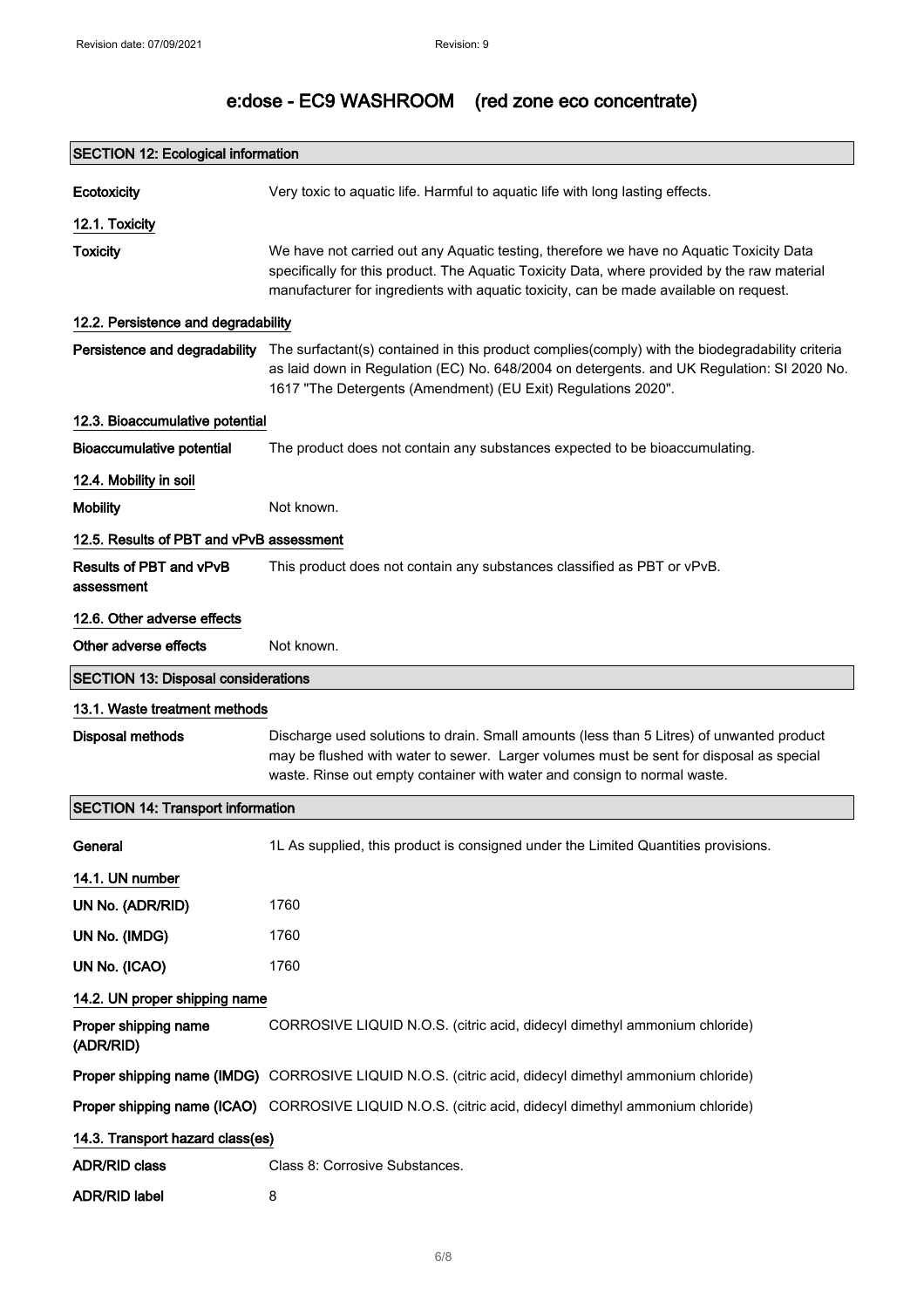## SECTION 12: Ecological information

**Ecotoxicity** Very toxic to aquatic life. Harmful to aquatic life with long lasting effects.

### 12.1. Toxicity

**Toxicity** We have not carried out any Aquatic testing, therefore we have no Aquatic Toxicity Data specifically for this product. The Aquatic Toxicity Data, where provided by the raw material manufacturer for ingredients with aquatic toxicity, can be made available on request.

### 12.2. Persistence and degradability

**Persistence and degradability** The surfactant(s) contained in this product complies(comply) with the biodegradability criteria as laid down in Regulation (EC) No. 648/2004 on detergents. and UK Regulation: SI 2020 No. 1617 "The Detergents (Amendment) (EU Exit) Regulations 2020".

### 12.3. Bioaccumulative potential

**Bioaccumulative potential** The product does not contain any substances expected to be bioaccumulating.

### 12.4. Mobility in soil

**Mobility** Not known.

### 12.5. Results of PBT and vPvB assessment

**Results of PBT and vPvB assessment** This product does not contain any substances classified as PBT or vPvB.

### 12.6. Other adverse effects

**Other adverse effects** Not known.

## SECTION 13: Disposal considerations

### 13.1. Waste treatment methods

**Disposal methods** Discharge used solutions to drain. Small amounts (less than 5 Litres) of unwanted product may be flushed with water to sewer. Larger volumes must be sent for disposal as special waste. Rinse out empty container with water and consign to normal waste.

## SECTION 14: Transport information

**General** 1L As supplied, this product is consigned under the Limited Quantities provisions.

### 14.1. UN number

**UN No. (ADR/RID)** 1760

**UN No. (IMDG)** 1760

**UN No. (ICAO)** 1760

### 14.2. UN proper shipping name

**Proper shipping name (ADR/RID)** CORROSIVE LIQUID N.O.S. (citric acid, didecyl dimethyl ammonium chloride)

**Proper shipping name (IMDG)** CORROSIVE LIQUID N.O.S. (citric acid, didecyl dimethyl ammonium chloride)

**Proper shipping name (ICAO)** CORROSIVE LIQUID N.O.S. (citric acid, didecyl dimethyl ammonium chloride)

### 14.3. Transport hazard class(es)

**ADR/RID class** Class 8: Corrosive Substances.

**ADR/RID label** 8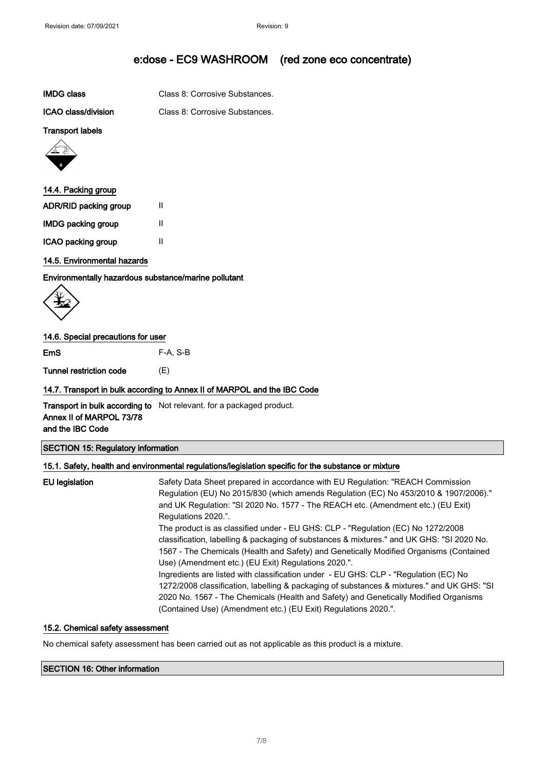| | |
|---|---|
| **IMDG class** | Class 8: Corrosive Substances. |
| **ICAO class/division** | Class 8: Corrosive Substances. |

**Transport labels**

### 14.4. Packing group

| | |
|---|---|
| **ADR/RID packing group** | II |
| **IMDG packing group** | II |
| **ICAO packing group** | II |

### 14.5. Environmental hazards

**Environmentally hazardous substance/marine pollutant**

### 14.6. Special precautions for user

| | |
|---|---|
| **EmS** | F-A, S-B |
| **Tunnel restriction code** | (E) |

### 14.7. Transport in bulk according to Annex II of MARPOL and the IBC Code

| | |
|---|---|
| **Transport in bulk according to Annex II of MARPOL 73/78 and the IBC Code** | Not relevant. for a packaged product. |

## SECTION 15: Regulatory information

### 15.1. Safety, health and environmental regulations/legislation specific for the substance or mixture

**EU legislation**

Safety Data Sheet prepared in accordance with EU Regulation: "REACH Commission Regulation (EU) No 2015/830 (which amends Regulation (EC) No 453/2010 & 1907/2006)." and UK Regulation: "SI 2020 No. 1577 - The REACH etc. (Amendment etc.) (EU Exit) Regulations 2020.".

The product is as classified under - EU GHS: CLP - "Regulation (EC) No 1272/2008 classification, labelling & packaging of substances & mixtures." and UK GHS: "SI 2020 No. 1567 - The Chemicals (Health and Safety) and Genetically Modified Organisms (Contained Use) (Amendment etc.) (EU Exit) Regulations 2020.".

Ingredients are listed with classification under - EU GHS: CLP - "Regulation (EC) No 1272/2008 classification, labelling & packaging of substances & mixtures." and UK GHS: "SI 2020 No. 1567 - The Chemicals (Health and Safety) and Genetically Modified Organisms (Contained Use) (Amendment etc.) (EU Exit) Regulations 2020.".

### 15.2. Chemical safety assessment

No chemical safety assessment has been carried out as not applicable as this product is a mixture.

## SECTION 16: Other information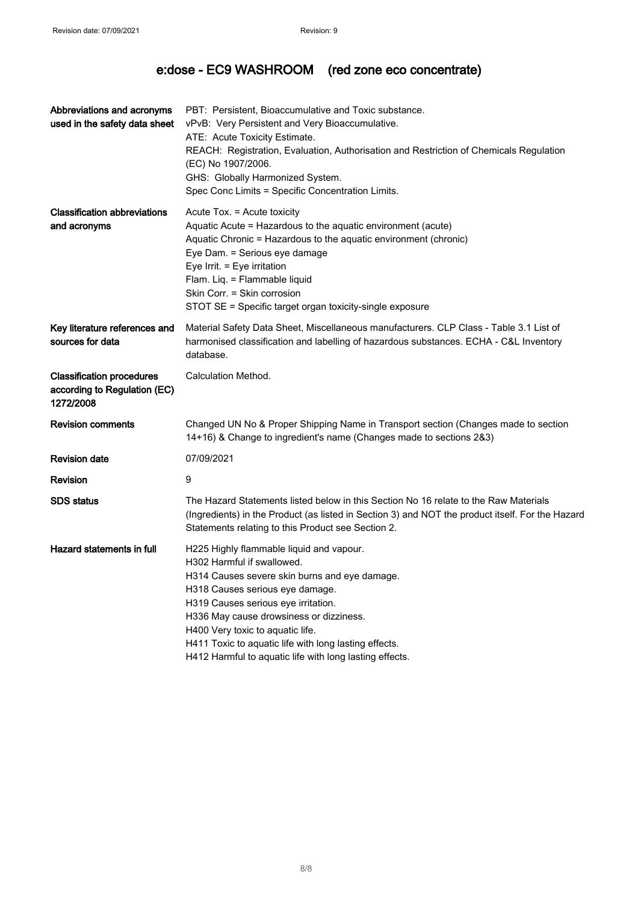# e:dose - EC9 WASHROOM (red zone eco concentrate)

| | |
|---|---|
| **Abbreviations and acronyms used in the safety data sheet** | PBT: Persistent, Bioaccumulative and Toxic substance.<br>vPvB: Very Persistent and Very Bioaccumulative.<br>ATE: Acute Toxicity Estimate.<br>REACH: Registration, Evaluation, Authorisation and Restriction of Chemicals Regulation (EC) No 1907/2006.<br>GHS: Globally Harmonized System.<br>Spec Conc Limits = Specific Concentration Limits. |
| **Classification abbreviations and acronyms** | Acute Tox. = Acute toxicity<br>Aquatic Acute = Hazardous to the aquatic environment (acute)<br>Aquatic Chronic = Hazardous to the aquatic environment (chronic)<br>Eye Dam. = Serious eye damage<br>Eye Irrit. = Eye irritation<br>Flam. Liq. = Flammable liquid<br>Skin Corr. = Skin corrosion<br>STOT SE = Specific target organ toxicity-single exposure |
| **Key literature references and sources for data** | Material Safety Data Sheet, Miscellaneous manufacturers. CLP Class - Table 3.1 List of harmonised classification and labelling of hazardous substances. ECHA - C&L Inventory database. |
| **Classification procedures according to Regulation (EC) 1272/2008** | Calculation Method. |
| **Revision comments** | Changed UN No & Proper Shipping Name in Transport section (Changes made to section 14+16) & Change to ingredient's name (Changes made to sections 2&3) |
| **Revision date** | 07/09/2021 |
| **Revision** | 9 |
| **SDS status** | The Hazard Statements listed below in this Section No 16 relate to the Raw Materials (Ingredients) in the Product (as listed in Section 3) and NOT the product itself. For the Hazard Statements relating to this Product see Section 2. |
| **Hazard statements in full** | H225 Highly flammable liquid and vapour.<br>H302 Harmful if swallowed.<br>H314 Causes severe skin burns and eye damage.<br>H318 Causes serious eye damage.<br>H319 Causes serious eye irritation.<br>H336 May cause drowsiness or dizziness.<br>H400 Very toxic to aquatic life.<br>H411 Toxic to aquatic life with long lasting effects.<br>H412 Harmful to aquatic life with long lasting effects. |